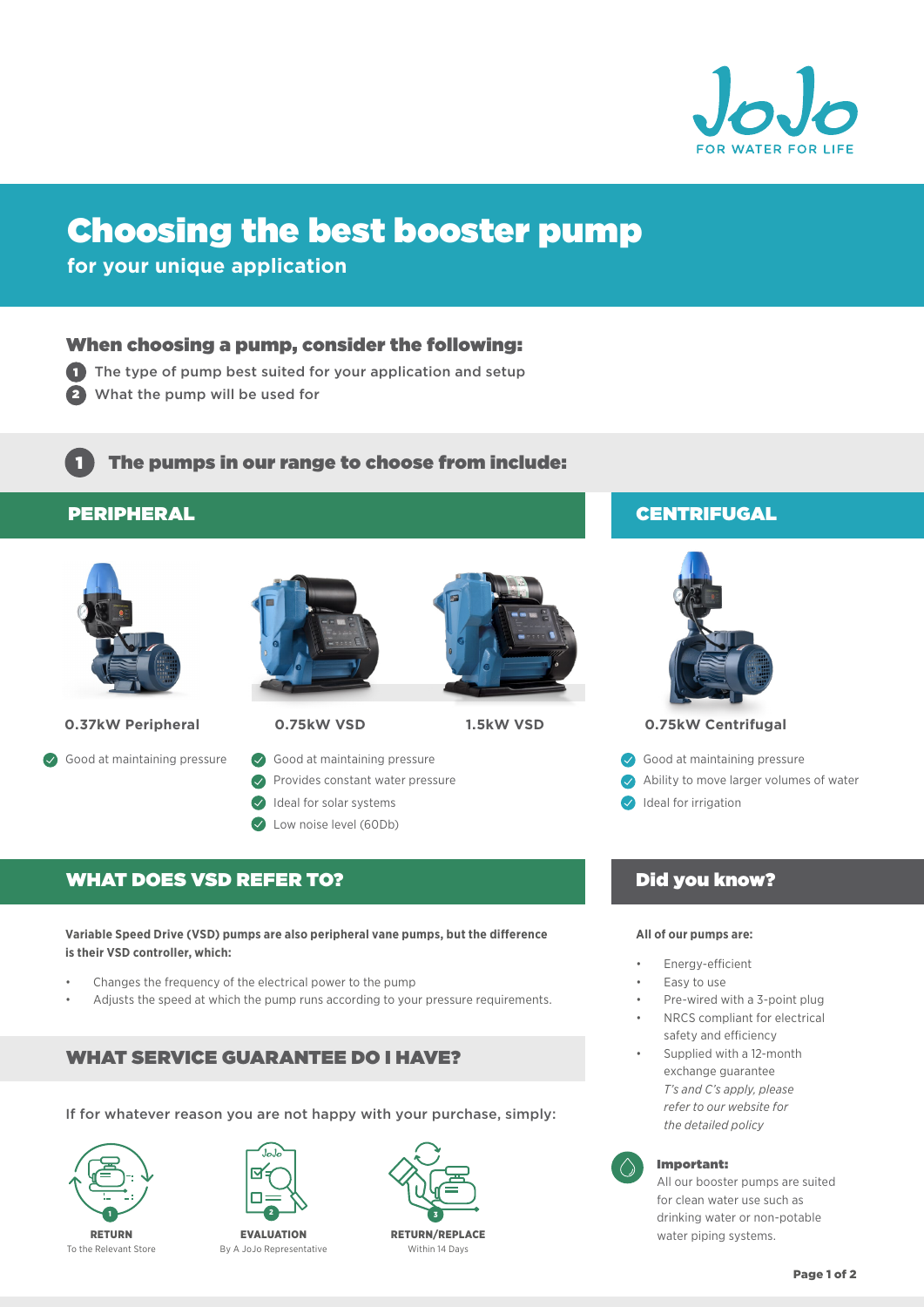JoJo
FOR WATER FOR LIFE

# Choosing the best booster pump

**for your unique application**

## When choosing a pump, consider the following:

1. The type of pump best suited for your application and setup
2. What the pump will be used for

## 1 The pumps in our range to choose from include:

### PERIPHERAL

**0.37kW Peripheral**

- Good at maintaining pressure

**0.75kW VSD** / **1.5kW VSD**

- Good at maintaining pressure
- Provides constant water pressure
- Ideal for solar systems
- Low noise level (60Db)

### CENTRIFUGAL

**0.75kW Centrifugal**

- Good at maintaining pressure
- Ability to move larger volumes of water
- Ideal for irrigation

### WHAT DOES VSD REFER TO?

**Variable Speed Drive (VSD) pumps are also peripheral vane pumps, but the difference is their VSD controller, which:**

- Changes the frequency of the electrical power to the pump
- Adjusts the speed at which the pump runs according to your pressure requirements.

### WHAT SERVICE GUARANTEE DO I HAVE?

If for whatever reason you are not happy with your purchase, simply:

1. **RETURN** – To the Relevant Store
2. **EVALUATION** – By A JoJo Representative
3. **RETURN/REPLACE** – Within 14 Days

### Did you know?

**All of our pumps are:**

- Energy-efficient
- Easy to use
- Pre-wired with a 3-point plug
- NRCS compliant for electrical safety and efficiency
- Supplied with a 12-month exchange guarantee
  *T's and C's apply, please refer to our website for the detailed policy*

**Important:**
All our booster pumps are suited for clean water use such as drinking water or non-potable water piping systems.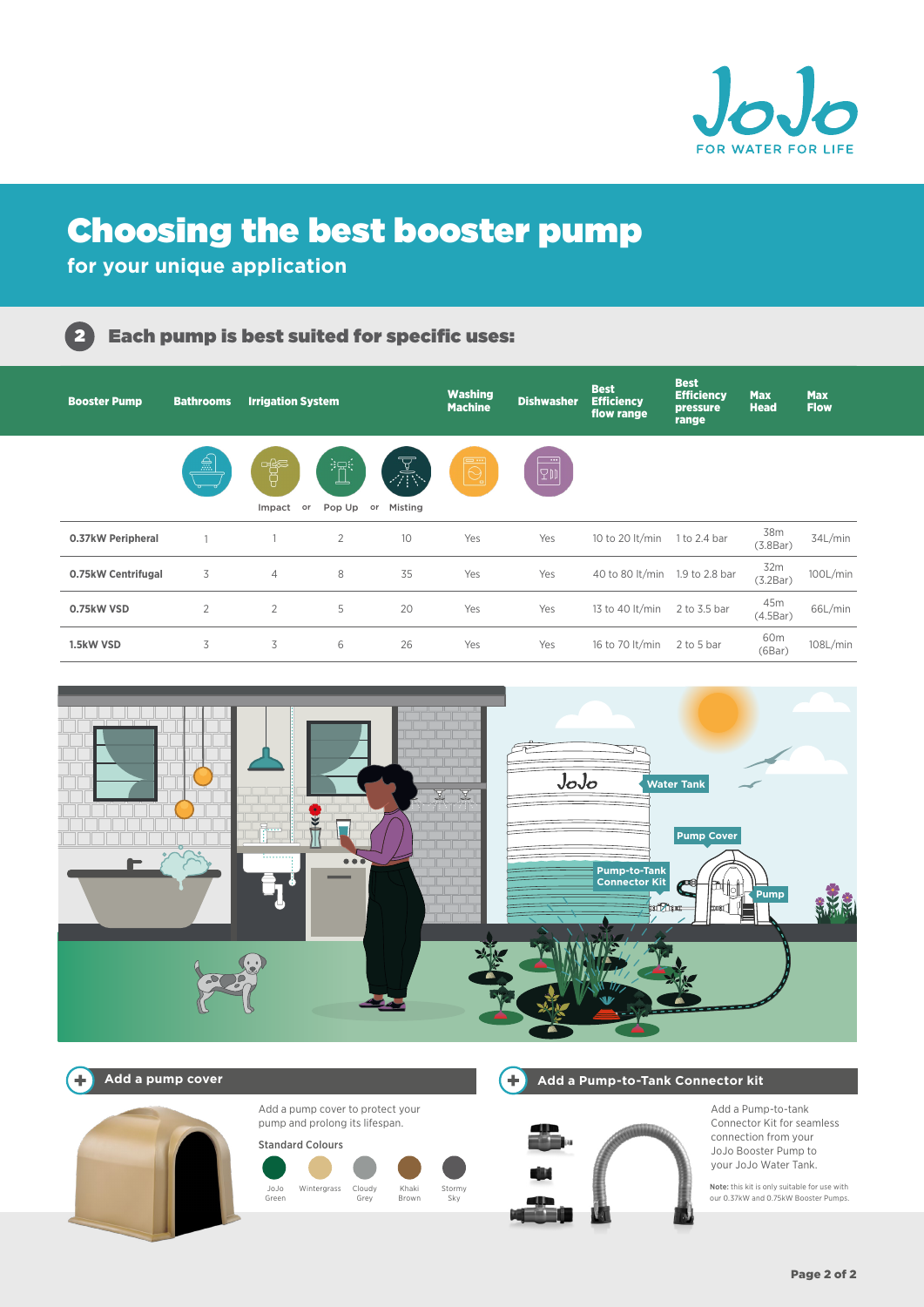# Choosing the best booster pump

**for your unique application**

## 2 Each pump is best suited for specific uses:

| Booster Pump | Bathrooms | Irrigation System: Impact | or Pop Up | or Misting | Washing Machine | Dishwasher | Best Efficiency flow range | Best Efficiency pressure range | Max Head | Max Flow |
|---|---|---|---|---|---|---|---|---|---|---|
| **0.37kW Peripheral** | 1 | 1 | 2 | 10 | Yes | Yes | 10 to 20 lt/min | 1 to 2.4 bar | 38m (3.8Bar) | 34L/min |
| **0.75kW Centrifugal** | 3 | 4 | 8 | 35 | Yes | Yes | 40 to 80 lt/min | 1.9 to 2.8 bar | 32m (3.2Bar) | 100L/min |
| **0.75kW VSD** | 2 | 2 | 5 | 20 | Yes | Yes | 13 to 40 lt/min | 2 to 3.5 bar | 45m (4.5Bar) | 66L/min |
| **1.5kW VSD** | 3 | 3 | 6 | 26 | Yes | Yes | 16 to 70 lt/min | 2 to 5 bar | 60m (6Bar) | 108L/min |

Water Tank

Pump Cover

Pump-to-Tank Connector Kit

Pump

### Add a pump cover

Add a pump cover to protect your pump and prolong its lifespan.

Standard Colours

JoJo Green, Wintergrass, Cloudy Grey, Khaki Brown, Stormy Sky

### Add a Pump-to-Tank Connector kit

Add a Pump-to-tank Connector Kit for seamless connection from your JoJo Booster Pump to your JoJo Water Tank.

**Note:** this kit is only suitable for use with our 0.37kW and 0.75kW Booster Pumps.